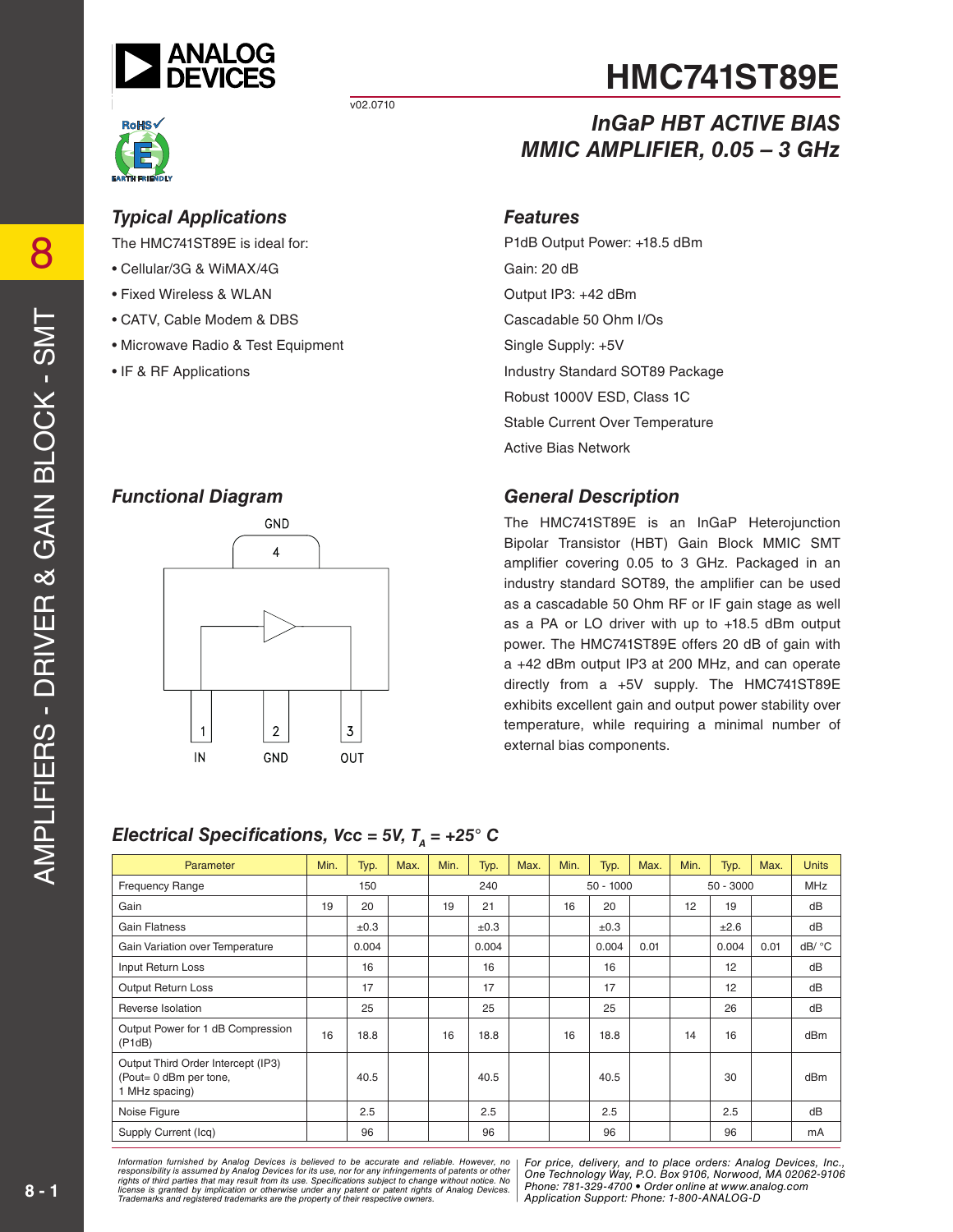# HMC741ST89E

v02.0710

## InGaP HBT ACTIVE BIAS MMIC AMPLIFIER, 0.05 – 3 GHz

### Typical Applications

The HMC741ST89E is ideal for:

- Cellular/3G & WiMAX/4G
- Fixed Wireless & WLAN
- CATV, Cable Modem & DBS
- Microwave Radio & Test Equipment
- IF & RF Applications

### Features

P1dB Output Power: +18.5 dBm

Gain: 20 dB

Output IP3: +42 dBm

Cascadable 50 Ohm I/Os

Single Supply: +5V

Industry Standard SOT89 Package

Robust 1000V ESD, Class 1C

Stable Current Over Temperature

Active Bias Network

### Functional Diagram

GND 4

1 IN, 2 GND, 3 OUT

### General Description

The HMC741ST89E is an InGaP Heterojunction Bipolar Transistor (HBT) Gain Block MMIC SMT amplifier covering 0.05 to 3 GHz. Packaged in an industry standard SOT89, the amplifier can be used as a cascadable 50 Ohm RF or IF gain stage as well as a PA or LO driver with up to +18.5 dBm output power. The HMC741ST89E offers 20 dB of gain with a +42 dBm output IP3 at 200 MHz, and can operate directly from a +5V supply. The HMC741ST89E exhibits excellent gain and output power stability over temperature, while requiring a minimal number of external bias components.

### Electrical Specifications, Vcc = 5V, $T_A$ = +25° C

| Parameter | Min. | Typ. | Max. | Min. | Typ. | Max. | Min. | Typ. | Max. | Min. | Typ. | Max. | Units |
|---|---|---|---|---|---|---|---|---|---|---|---|---|---|
| Frequency Range | | 150 | | | 240 | | | 50 - 1000 | | | 50 - 3000 | | MHz |
| Gain | 19 | 20 | | 19 | 21 | | 16 | 20 | | 12 | 19 | | dB |
| Gain Flatness | | ±0.3 | | | ±0.3 | | | ±0.3 | | | ±2.6 | | dB |
| Gain Variation over Temperature | | 0.004 | | | 0.004 | | | 0.004 | 0.01 | | 0.004 | 0.01 | dB/ °C |
| Input Return Loss | | 16 | | | 16 | | | 16 | | | 12 | | dB |
| Output Return Loss | | 17 | | | 17 | | | 17 | | | 12 | | dB |
| Reverse Isolation | | 25 | | | 25 | | | 25 | | | 26 | | dB |
| Output Power for 1 dB Compression (P1dB) | 16 | 18.8 | | 16 | 18.8 | | 16 | 18.8 | | 14 | 16 | | dBm |
| Output Third Order Intercept (IP3) (Pout= 0 dBm per tone, 1 MHz spacing) | | 40.5 | | | 40.5 | | | 40.5 | | | 30 | | dBm |
| Noise Figure | | 2.5 | | | 2.5 | | | 2.5 | | | 2.5 | | dB |
| Supply Current (Icq) | | 96 | | | 96 | | | 96 | | | 96 | | mA |

Information furnished by Analog Devices is believed to be accurate and reliable. However, no responsibility is assumed by Analog Devices for its use, nor for any infringements of patents or other rights of third parties that may result from its use. Specifications subject to change without notice. No license is granted by implication or otherwise under any patent or patent rights of Analog Devices. Trademarks and registered trademarks are the property of their respective owners.

For price, delivery, and to place orders: Analog Devices, Inc., One Technology Way, P.O. Box 9106, Norwood, MA 02062-9106 Phone: 781-329-4700 • Order online at www.analog.com Application Support: Phone: 1-800-ANALOG-D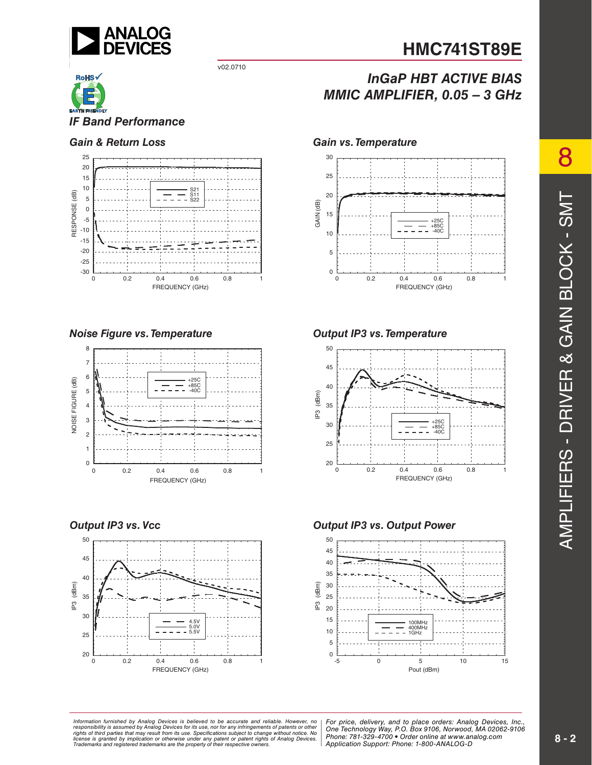## IF Band Performance

### Gain & Return Loss

### Gain vs. Temperature

### Noise Figure vs. Temperature

### Output IP3 vs. Temperature

### Output IP3 vs. Vcc

### Output IP3 vs. Output Power

*Information furnished by Analog Devices is believed to be accurate and reliable. However, no responsibility is assumed by Analog Devices for its use, nor for any infringements of patents or other rights of third parties that may result from its use. Specifications subject to change without notice. No license is granted by implication or otherwise under any patent or patent rights of Analog Devices. Trademarks and registered trademarks are the property of their respective owners.*

*For price, delivery, and to place orders: Analog Devices, Inc., One Technology Way, P.O. Box 9106, Norwood, MA 02062-9106*
*Phone: 781-329-4700 • Order online at www.analog.com*
*Application Support: Phone: 1-800-ANALOG-D*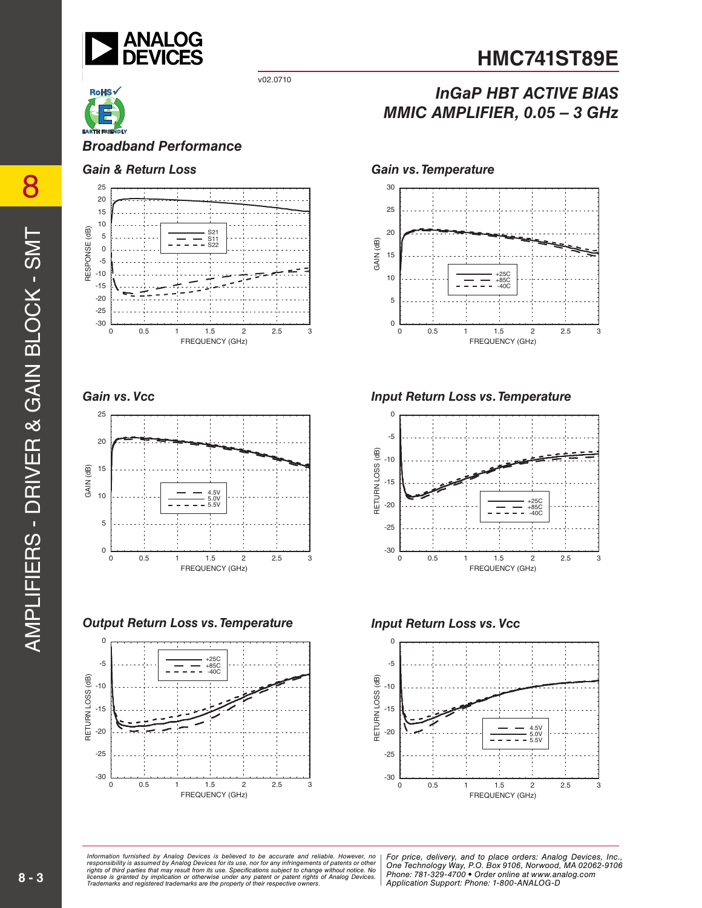## Broadband Performance

### Gain & Return Loss

### Gain vs. Temperature

### Gain vs. Vcc

### Input Return Loss vs. Temperature

### Output Return Loss vs. Temperature

### Input Return Loss vs. Vcc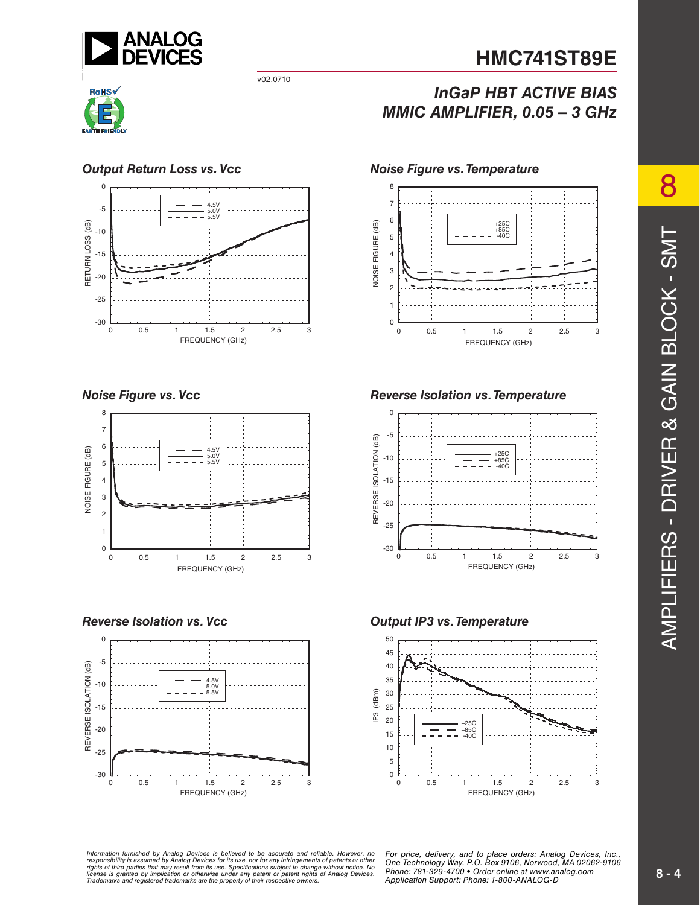# HMC741ST89E

v02.0710

## InGaP HBT ACTIVE BIAS MMIC AMPLIFIER, 0.05 – 3 GHz

### Output Return Loss vs. Vcc

### Noise Figure vs. Temperature

### Noise Figure vs. Vcc

### Reverse Isolation vs. Temperature

### Reverse Isolation vs. Vcc

### Output IP3 vs. Temperature

*Information furnished by Analog Devices is believed to be accurate and reliable. However, no responsibility is assumed by Analog Devices for its use, nor for any infringements of patents or other rights of third parties that may result from its use. Specifications subject to change without notice. No license is granted by implication or otherwise under any patent or patent rights of Analog Devices. Trademarks and registered trademarks are the property of their respective owners.*

*For price, delivery, and to place orders: Analog Devices, Inc., One Technology Way, P.O. Box 9106, Norwood, MA 02062-9106 Phone: 781-329-4700 • Order online at www.analog.com Application Support: Phone: 1-800-ANALOG-D*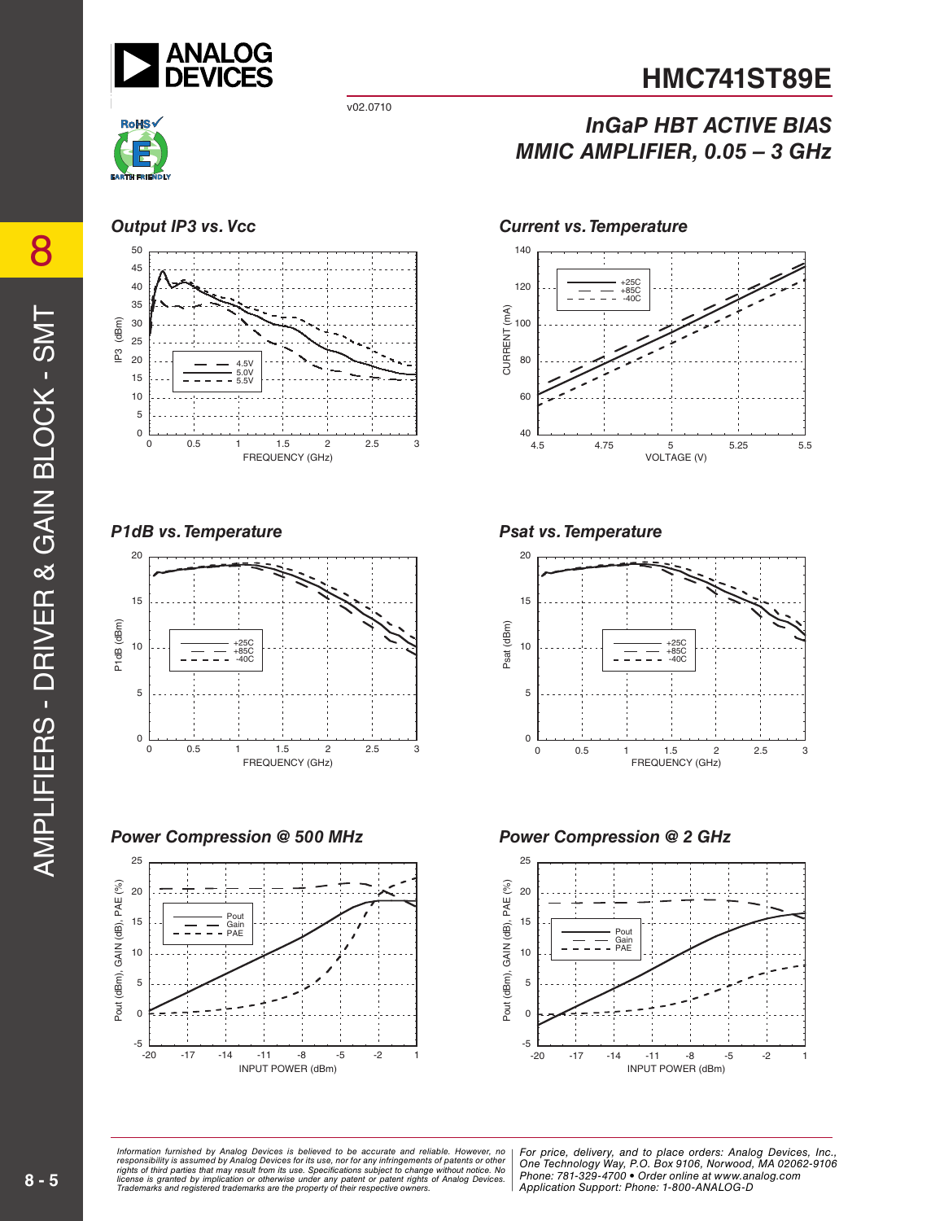# HMC741ST89E

v02.0710

## InGaP HBT ACTIVE BIAS MMIC AMPLIFIER, 0.05 – 3 GHz

### Output IP3 vs. Vcc

### Current vs. Temperature

### P1dB vs. Temperature

### Psat vs. Temperature

### Power Compression @ 500 MHz

### Power Compression @ 2 GHz

*Information furnished by Analog Devices is believed to be accurate and reliable. However, no responsibility is assumed by Analog Devices for its use, nor for any infringements of patents or other rights of third parties that may result from its use. Specifications subject to change without notice. No license is granted by implication or otherwise under any patent or patent rights of Analog Devices. Trademarks and registered trademarks are the property of their respective owners.*

*For price, delivery, and to place orders: Analog Devices, Inc., One Technology Way, P.O. Box 9106, Norwood, MA 02062-9106 Phone: 781-329-4700 • Order online at www.analog.com Application Support: Phone: 1-800-ANALOG-D*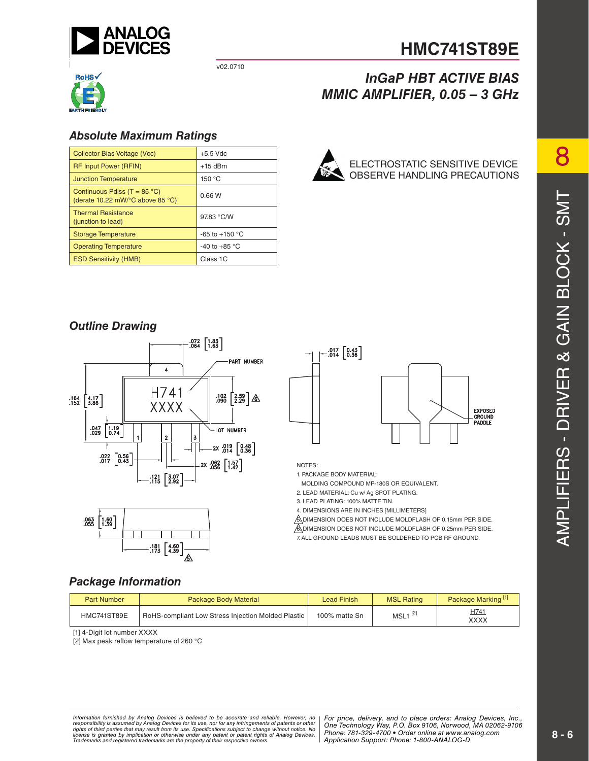# HMC741ST89E

v02.0710

## InGaP HBT ACTIVE BIAS MMIC AMPLIFIER, 0.05 – 3 GHz

### Absolute Maximum Ratings

| Parameter | Value |
|---|---|
| Collector Bias Voltage (Vcc) | +5.5 Vdc |
| RF Input Power (RFIN) | +15 dBm |
| Junction Temperature | 150 °C |
| Continuous Pdiss (T = 85 °C) (derate 10.22 mW/°C above 85 °C) | 0.66 W |
| Thermal Resistance (junction to lead) | 97.83 °C/W |
| Storage Temperature | -65 to +150 °C |
| Operating Temperature | -40 to +85 °C |
| ESD Sensitivity (HMB) | Class 1C |

ELECTROSTATIC SENSITIVE DEVICE
OBSERVE HANDLING PRECAUTIONS

### Outline Drawing

NOTES:

1. PACKAGE BODY MATERIAL: MOLDING COMPOUND MP-180S OR EQUIVALENT.
2. LEAD MATERIAL: Cu w/ Ag SPOT PLATING.
3. LEAD PLATING: 100% MATTE TIN.
4. DIMENSIONS ARE IN INCHES [MILLIMETERS]
5. DIMENSION DOES NOT INCLUDE MOLDFLASH OF 0.15mm PER SIDE.
6. DIMENSION DOES NOT INCLUDE MOLDFLASH OF 0.25mm PER SIDE.
7. ALL GROUND LEADS MUST BE SOLDERED TO PCB RF GROUND.

### Package Information

| Part Number | Package Body Material | Lead Finish | MSL Rating | Package Marking [1] |
|---|---|---|---|---|
| HMC741ST89E | RoHS-compliant Low Stress Injection Molded Plastic | 100% matte Sn | MSL1 [2] | H741 XXXX |

[1] 4-Digit lot number XXXX

[2] Max peak reflow temperature of 260 °C

*Information furnished by Analog Devices is believed to be accurate and reliable. However, no responsibility is assumed by Analog Devices for its use, nor for any infringements of patents or other rights of third parties that may result from its use. Specifications subject to change without notice. No license is granted by implication or otherwise under any patent or patent rights of Analog Devices. Trademarks and registered trademarks are the property of their respective owners.*

*For price, delivery, and to place orders: Analog Devices, Inc., One Technology Way, P.O. Box 9106, Norwood, MA 02062-9106 Phone: 781-329-4700 • Order online at www.analog.com Application Support: Phone: 1-800-ANALOG-D*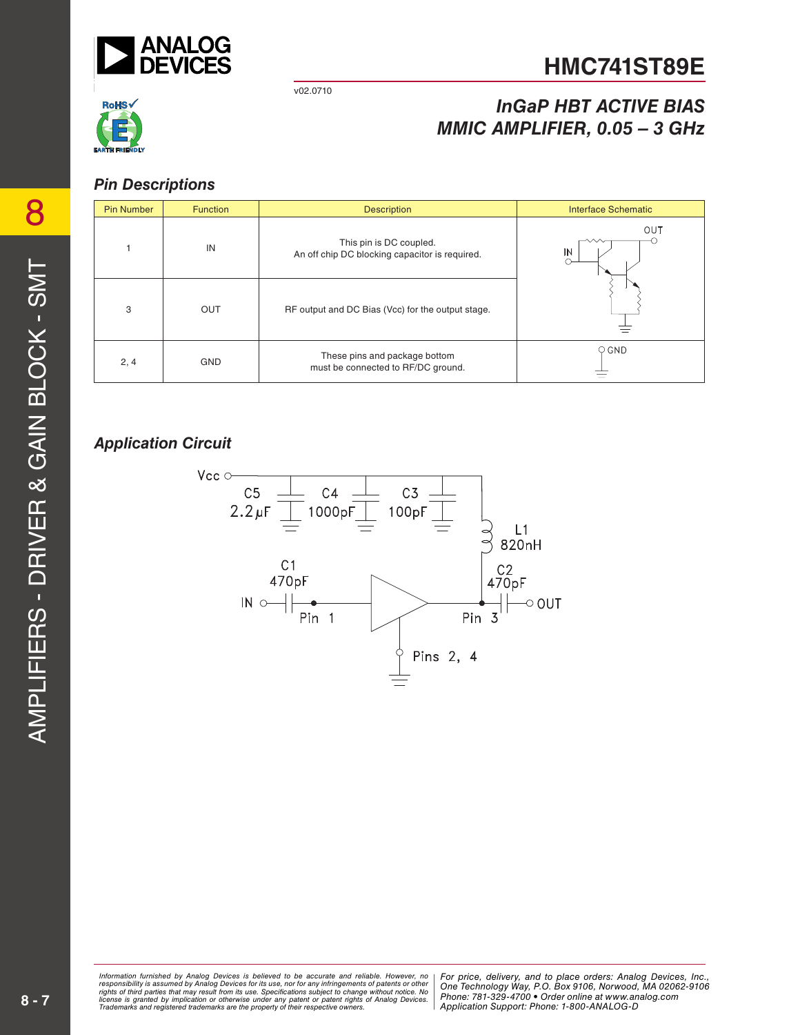## Pin Descriptions

| Pin Number | Function | Description | Interface Schematic |
|---|---|---|---|
| 1 | IN | This pin is DC coupled. An off chip DC blocking capacitor is required. | |
| 3 | OUT | RF output and DC Bias (Vcc) for the output stage. | |
| 2, 4 | GND | These pins and package bottom must be connected to RF/DC ground. | |

## Application Circuit

Vcc — C5 2.2µF, C4 1000pF, C3 100pF, L1 820nH

IN — C1 470pF — Pin 1 — amplifier — Pin 3 — C2 470pF — OUT

Pins 2, 4 — ground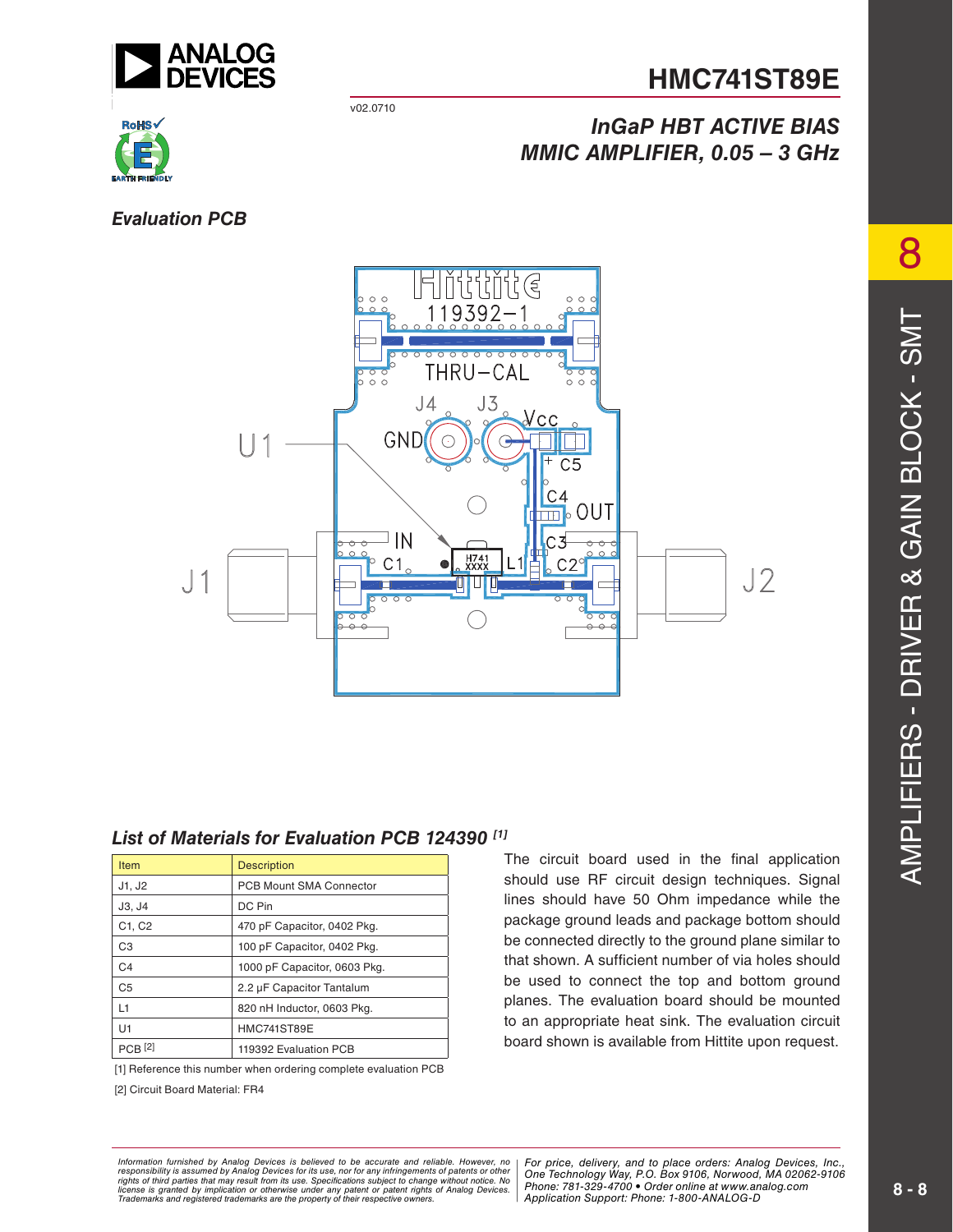## Evaluation PCB

## List of Materials for Evaluation PCB 124390 [1]

| Item | Description |
|---|---|
| J1, J2 | PCB Mount SMA Connector |
| J3, J4 | DC Pin |
| C1, C2 | 470 pF Capacitor, 0402 Pkg. |
| C3 | 100 pF Capacitor, 0402 Pkg. |
| C4 | 1000 pF Capacitor, 0603 Pkg. |
| C5 | 2.2 µF Capacitor Tantalum |
| L1 | 820 nH Inductor, 0603 Pkg. |
| U1 | HMC741ST89E |
| PCB [2] | 119392 Evaluation PCB |

[1] Reference this number when ordering complete evaluation PCB

[2] Circuit Board Material: FR4

The circuit board used in the final application should use RF circuit design techniques. Signal lines should have 50 Ohm impedance while the package ground leads and package bottom should be connected directly to the ground plane similar to that shown. A sufficient number of via holes should be used to connect the top and bottom ground planes. The evaluation board should be mounted to an appropriate heat sink. The evaluation circuit board shown is available from Hittite upon request.